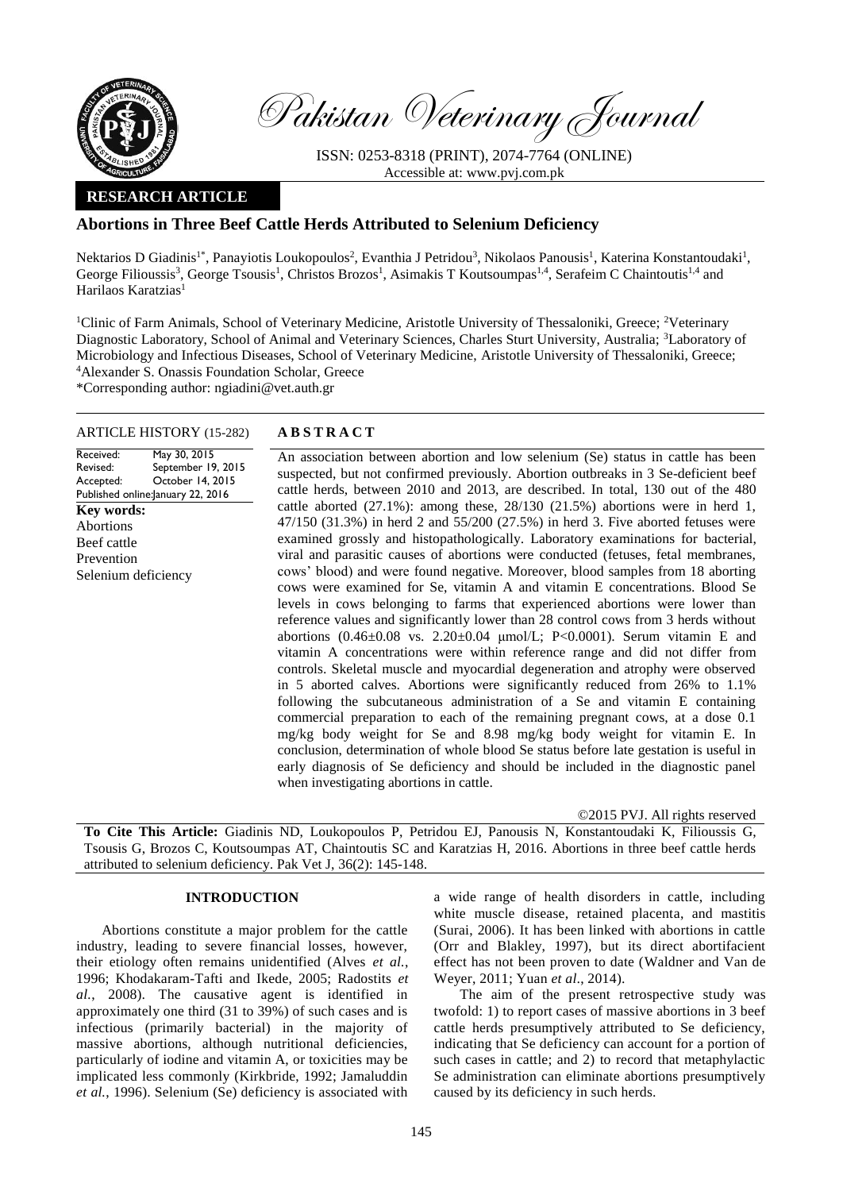Pakistan Veterinary Journal

ISSN: 0253-8318 (PRINT), 2074-7764 (ONLINE)
Accessible at: www.pvj.com.pk

**RESEARCH ARTICLE**

# Abortions in Three Beef Cattle Herds Attributed to Selenium Deficiency

Nektarios D Giadinis[1*], Panayiotis Loukopoulos[2], Evanthia J Petridou[3], Nikolaos Panousis[1], Katerina Konstantoudaki[1], George Filioussis[3], George Tsousis[1], Christos Brozos[1], Asimakis T Koutsoumpas[1,4], Serafeim C Chaintoutis[1,4] and Harilaos Karatzias[1]

[1]Clinic of Farm Animals, School of Veterinary Medicine, Aristotle University of Thessaloniki, Greece; [2]Veterinary Diagnostic Laboratory, School of Animal and Veterinary Sciences, Charles Sturt University, Australia; [3]Laboratory of Microbiology and Infectious Diseases, School of Veterinary Medicine, Aristotle University of Thessaloniki, Greece; [4]Alexander S. Onassis Foundation Scholar, Greece

*Corresponding author: ngiadini@vet.auth.gr

**ARTICLE HISTORY** (15-282)

Received: May 30, 2015
Revised: September 19, 2015
Accepted: October 14, 2015
Published online: January 22, 2016

**Key words:**
Abortions
Beef cattle
Prevention
Selenium deficiency

**ABSTRACT**

An association between abortion and low selenium (Se) status in cattle has been suspected, but not confirmed previously. Abortion outbreaks in 3 Se-deficient beef cattle herds, between 2010 and 2013, are described. In total, 130 out of the 480 cattle aborted (27.1%): among these, 28/130 (21.5%) abortions were in herd 1, 47/150 (31.3%) in herd 2 and 55/200 (27.5%) in herd 3. Five aborted fetuses were examined grossly and histopathologically. Laboratory examinations for bacterial, viral and parasitic causes of abortions were conducted (fetuses, fetal membranes, cows' blood) and were found negative. Moreover, blood samples from 18 aborting cows were examined for Se, vitamin A and vitamin E concentrations. Blood Se levels in cows belonging to farms that experienced abortions were lower than reference values and significantly lower than 28 control cows from 3 herds without abortions (0.46±0.08 vs. 2.20±0.04 μmol/L; $P<0.0001$). Serum vitamin E and vitamin A concentrations were within reference range and did not differ from controls. Skeletal muscle and myocardial degeneration and atrophy were observed in 5 aborted calves. Abortions were significantly reduced from 26% to 1.1% following the subcutaneous administration of a Se and vitamin E containing commercial preparation to each of the remaining pregnant cows, at a dose 0.1 mg/kg body weight for Se and 8.98 mg/kg body weight for vitamin E. In conclusion, determination of whole blood Se status before late gestation is useful in early diagnosis of Se deficiency and should be included in the diagnostic panel when investigating abortions in cattle.

©2015 PVJ. All rights reserved

**To Cite This Article:** Giadinis ND, Loukopoulos P, Petridou EJ, Panousis N, Konstantoudaki K, Filioussis G, Tsousis G, Brozos C, Koutsoumpas AT, Chaintoutis SC and Karatzias H, 2016. Abortions in three beef cattle herds attributed to selenium deficiency. Pak Vet J, 36(2): 145-148.

## INTRODUCTION

Abortions constitute a major problem for the cattle industry, leading to severe financial losses, however, their etiology often remains unidentified (Alves *et al.*, 1996; Khodakaram-Tafti and Ikede, 2005; Radostits *et al.*, 2008). The causative agent is identified in approximately one third (31 to 39%) of such cases and is infectious (primarily bacterial) in the majority of massive abortions, although nutritional deficiencies, particularly of iodine and vitamin A, or toxicities may be implicated less commonly (Kirkbride, 1992; Jamaluddin *et al.*, 1996). Selenium (Se) deficiency is associated with a wide range of health disorders in cattle, including white muscle disease, retained placenta, and mastitis (Surai, 2006). It has been linked with abortions in cattle (Orr and Blakley, 1997), but its direct abortifacient effect has not been proven to date (Waldner and Van de Weyer, 2011; Yuan *et al*., 2014).

The aim of the present retrospective study was twofold: 1) to report cases of massive abortions in 3 beef cattle herds presumptively attributed to Se deficiency, indicating that Se deficiency can account for a portion of such cases in cattle; and 2) to record that metaphylactic Se administration can eliminate abortions presumptively caused by its deficiency in such herds.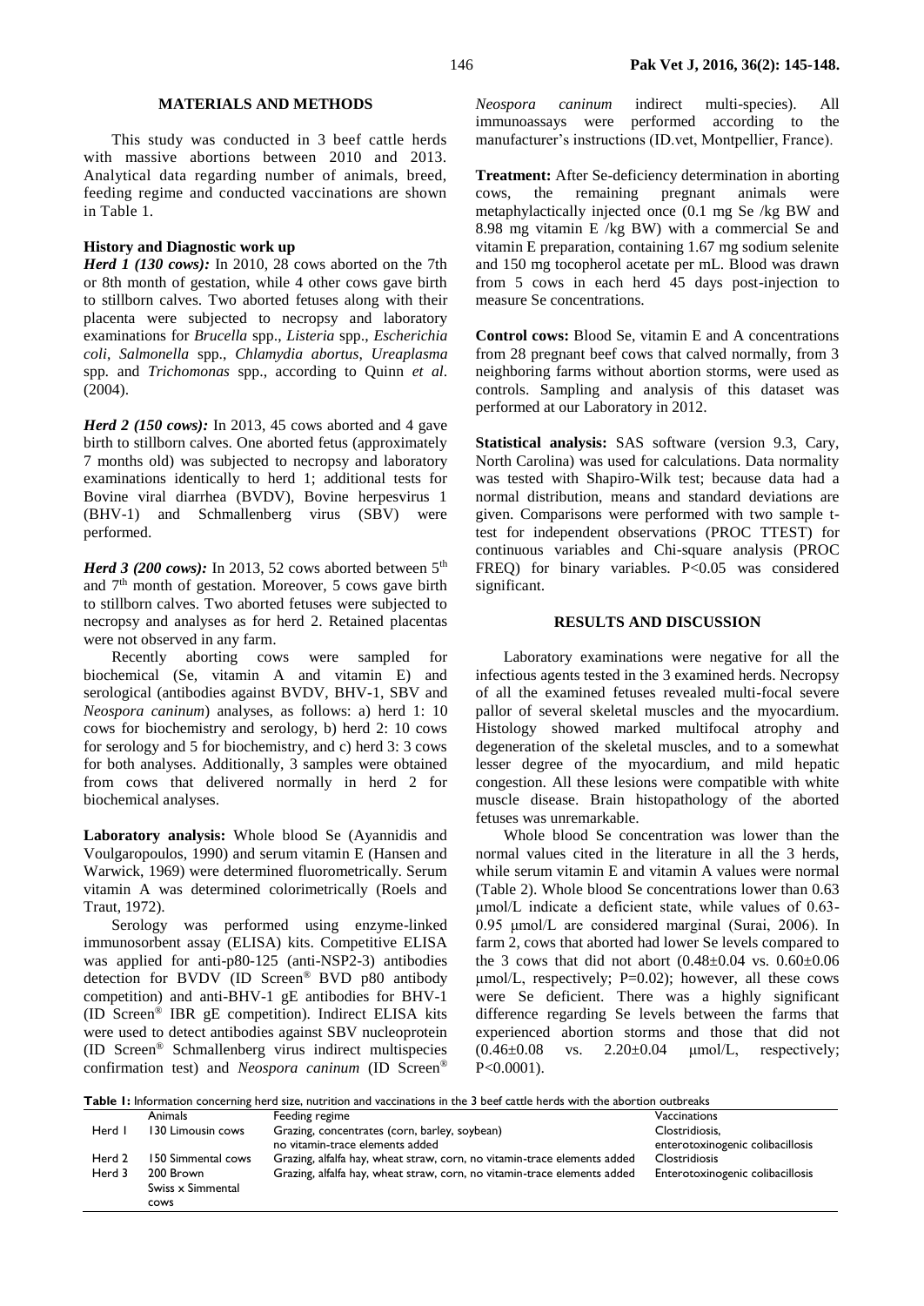## MATERIALS AND METHODS

This study was conducted in 3 beef cattle herds with massive abortions between 2010 and 2013. Analytical data regarding number of animals, breed, feeding regime and conducted vaccinations are shown in Table 1.

### History and Diagnostic work up

***Herd 1 (130 cows):*** In 2010, 28 cows aborted on the 7th or 8th month of gestation, while 4 other cows gave birth to stillborn calves. Two aborted fetuses along with their placenta were subjected to necropsy and laboratory examinations for *Brucella* spp., *Listeria* spp., *Escherichia coli*, *Salmonella* spp., *Chlamydia abortus*, *Ureaplasma* spp. and *Trichomonas* spp., according to Quinn *et al*. (2004).

***Herd 2 (150 cows):*** In 2013, 45 cows aborted and 4 gave birth to stillborn calves. One aborted fetus (approximately 7 months old) was subjected to necropsy and laboratory examinations identically to herd 1; additional tests for Bovine viral diarrhea (BVDV), Bovine herpesvirus 1 (BHV-1) and Schmallenberg virus (SBV) were performed.

***Herd 3 (200 cows):*** In 2013, 52 cows aborted between 5th and 7th month of gestation. Moreover, 5 cows gave birth to stillborn calves. Two aborted fetuses were subjected to necropsy and analyses as for herd 2. Retained placentas were not observed in any farm.

Recently aborting cows were sampled for biochemical (Se, vitamin A and vitamin E) and serological (antibodies against BVDV, BHV-1, SBV and *Neospora caninum*) analyses, as follows: a) herd 1: 10 cows for biochemistry and serology, b) herd 2: 10 cows for serology and 5 for biochemistry, and c) herd 3: 3 cows for both analyses. Additionally, 3 samples were obtained from cows that delivered normally in herd 2 for biochemical analyses.

**Laboratory analysis:** Whole blood Se (Ayannidis and Voulgaropoulos, 1990) and serum vitamin E (Hansen and Warwick, 1969) were determined fluorometrically. Serum vitamin A was determined colorimetrically (Roels and Traut, 1972).

Serology was performed using enzyme-linked immunosorbent assay (ELISA) kits. Competitive ELISA was applied for anti-p80-125 (anti-NSP2-3) antibodies detection for BVDV (ID Screen® BVD p80 antibody competition) and anti-BHV-1 gE antibodies for BHV-1 (ID Screen® IBR gE competition). Indirect ELISA kits were used to detect antibodies against SBV nucleoprotein (ID Screen® Schmallenberg virus indirect multispecies confirmation test) and *Neospora caninum* (ID Screen® *Neospora caninum* indirect multi-species). All immunoassays were performed according to the manufacturer's instructions (ID.vet, Montpellier, France).

**Treatment:** After Se-deficiency determination in aborting cows, the remaining pregnant animals were metaphylactically injected once (0.1 mg Se /kg BW and 8.98 mg vitamin E /kg BW) with a commercial Se and vitamin E preparation, containing 1.67 mg sodium selenite and 150 mg tocopherol acetate per mL. Blood was drawn from 5 cows in each herd 45 days post-injection to measure Se concentrations.

**Control cows:** Blood Se, vitamin E and A concentrations from 28 pregnant beef cows that calved normally, from 3 neighboring farms without abortion storms, were used as controls. Sampling and analysis of this dataset was performed at our Laboratory in 2012.

**Statistical analysis:** SAS software (version 9.3, Cary, North Carolina) was used for calculations. Data normality was tested with Shapiro-Wilk test; because data had a normal distribution, means and standard deviations are given. Comparisons were performed with two sample t-test for independent observations (PROC TTEST) for continuous variables and Chi-square analysis (PROC FREQ) for binary variables. $P<0.05$ was considered significant.

## RESULTS AND DISCUSSION

Laboratory examinations were negative for all the infectious agents tested in the 3 examined herds. Necropsy of all the examined fetuses revealed multi-focal severe pallor of several skeletal muscles and the myocardium. Histology showed marked multifocal atrophy and degeneration of the skeletal muscles, and to a somewhat lesser degree of the myocardium, and mild hepatic congestion. All these lesions were compatible with white muscle disease. Brain histopathology of the aborted fetuses was unremarkable.

Whole blood Se concentration was lower than the normal values cited in the literature in all the 3 herds, while serum vitamin E and vitamin A values were normal (Table 2). Whole blood Se concentrations lower than 0.63 μmol/L indicate a deficient state, while values of 0.63-0.95 μmol/L are considered marginal (Surai, 2006). In farm 2, cows that aborted had lower Se levels compared to the 3 cows that did not abort ($0.48\pm0.04$ vs. $0.60\pm0.06$ μmol/L, respectively; $P=0.02$); however, all these cows were Se deficient. There was a highly significant difference regarding Se levels between the farms that experienced abortion storms and those that did not ($0.46\pm0.08$ vs. $2.20\pm0.04$ μmol/L, respectively; $P<0.0001$).

**Table 1:** Information concerning herd size, nutrition and vaccinations in the 3 beef cattle herds with the abortion outbreaks

| | Animals | Feeding regime | Vaccinations |
|---|---|---|---|
| Herd 1 | 130 Limousin cows | Grazing, concentrates (corn, barley, soybean) no vitamin-trace elements added | Clostridiosis, enterotoxinogenic colibacillosis |
| Herd 2 | 150 Simmental cows | Grazing, alfalfa hay, wheat straw, corn, no vitamin-trace elements added | Clostridiosis |
| Herd 3 | 200 Brown Swiss x Simmental cows | Grazing, alfalfa hay, wheat straw, corn, no vitamin-trace elements added | Enterotoxinogenic colibacillosis |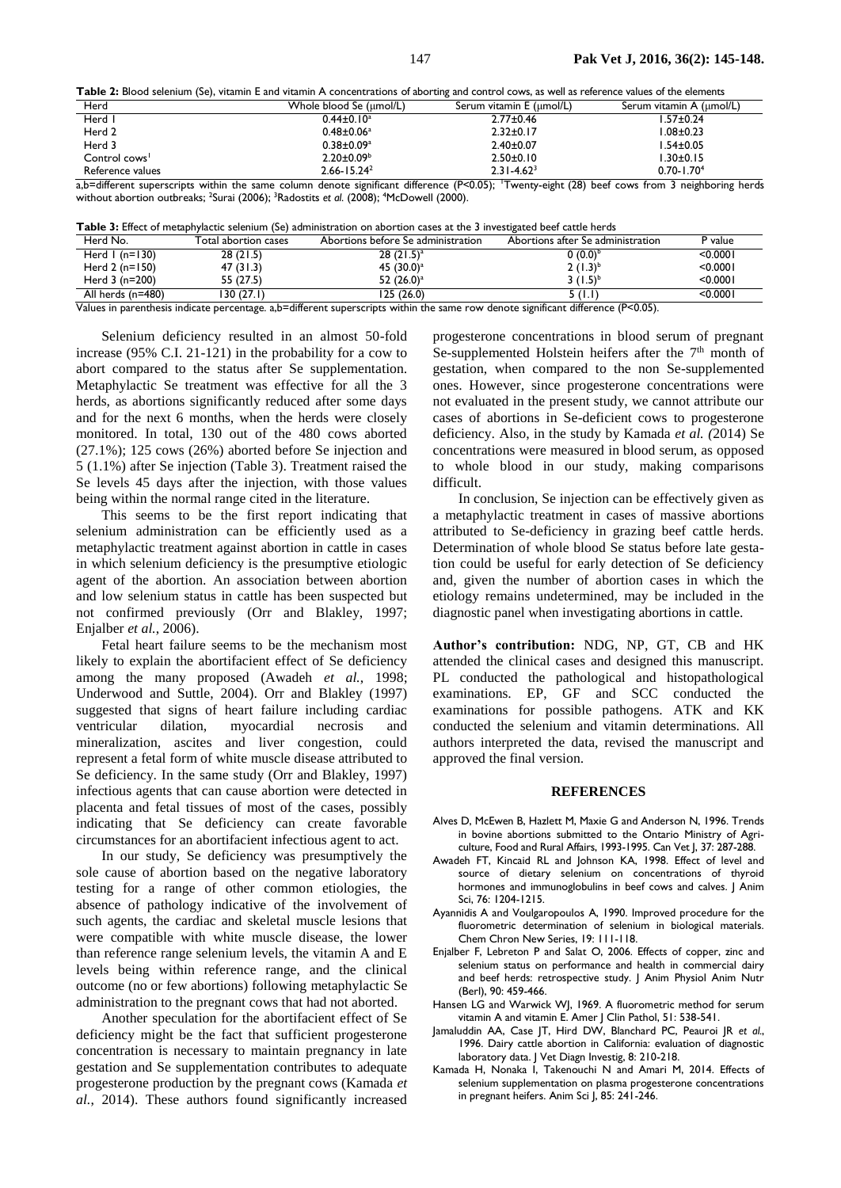**Table 2:** Blood selenium (Se), vitamin E and vitamin A concentrations of aborting and control cows, as well as reference values of the elements

| Herd | Whole blood Se (μmol/L) | Serum vitamin E (μmol/L) | Serum vitamin A (μmol/L) |
|---|---|---|---|
| Herd 1 | $0.44\pm0.10^a$ | $2.77\pm0.46$ | $1.57\pm0.24$ |
| Herd 2 | $0.48\pm0.06^a$ | $2.32\pm0.17$ | $1.08\pm0.23$ |
| Herd 3 | $0.38\pm0.09^a$ | $2.40\pm0.07$ | $1.54\pm0.05$ |
| Control cows[1] | $2.20\pm0.09^b$ | $2.50\pm0.10$ | $1.30\pm0.15$ |
| Reference values | 2.66-15.24[2] | 2.31-4.62[3] | 0.70-1.70[4] |

a,b=different superscripts within the same column denote significant difference (P<0.05); [1]Twenty-eight (28) beef cows from 3 neighboring herds without abortion outbreaks; [2]Surai (2006); [3]Radostits *et al.* (2008); [4]McDowell (2000).

**Table 3:** Effect of metaphylactic selenium (Se) administration on abortion cases at the 3 investigated beef cattle herds

| Herd No. | Total abortion cases | Abortions before Se administration | Abortions after Se administration | P value |
|---|---|---|---|---|
| Herd 1 (n=130) | 28 (21.5) | $28\ (21.5)^a$ | $0\ (0.0)^b$ | <0.0001 |
| Herd 2 (n=150) | 47 (31.3) | $45\ (30.0)^a$ | $2\ (1.3)^b$ | <0.0001 |
| Herd 3 (n=200) | 55 (27.5) | $52\ (26.0)^a$ | $3\ (1.5)^b$ | <0.0001 |
| All herds (n=480) | 130 (27.1) | 125 (26.0) | 5 (1.1) | <0.0001 |

Values in parenthesis indicate percentage. a,b=different superscripts within the same row denote significant difference (P<0.05).

Selenium deficiency resulted in an almost 50-fold increase (95% C.I. 21-121) in the probability for a cow to abort compared to the status after Se supplementation. Metaphylactic Se treatment was effective for all the 3 herds, as abortions significantly reduced after some days and for the next 6 months, when the herds were closely monitored. In total, 130 out of the 480 cows aborted (27.1%); 125 cows (26%) aborted before Se injection and 5 (1.1%) after Se injection (Table 3). Treatment raised the Se levels 45 days after the injection, with those values being within the normal range cited in the literature.

This seems to be the first report indicating that selenium administration can be efficiently used as a metaphylactic treatment against abortion in cattle in cases in which selenium deficiency is the presumptive etiologic agent of the abortion. An association between abortion and low selenium status in cattle has been suspected but not confirmed previously (Orr and Blakley, 1997; Enjalber *et al.*, 2006).

Fetal heart failure seems to be the mechanism most likely to explain the abortifacient effect of Se deficiency among the many proposed (Awadeh *et al.*, 1998; Underwood and Suttle, 2004). Orr and Blakley (1997) suggested that signs of heart failure including cardiac ventricular dilation, myocardial necrosis and mineralization, ascites and liver congestion, could represent a fetal form of white muscle disease attributed to Se deficiency. In the same study (Orr and Blakley, 1997) infectious agents that can cause abortion were detected in placenta and fetal tissues of most of the cases, possibly indicating that Se deficiency can create favorable circumstances for an abortifacient infectious agent to act.

In our study, Se deficiency was presumptively the sole cause of abortion based on the negative laboratory testing for a range of other common etiologies, the absence of pathology indicative of the involvement of such agents, the cardiac and skeletal muscle lesions that were compatible with white muscle disease, the lower than reference range selenium levels, the vitamin A and E levels being within reference range, and the clinical outcome (no or few abortions) following metaphylactic Se administration to the pregnant cows that had not aborted.

Another speculation for the abortifacient effect of Se deficiency might be the fact that sufficient progesterone concentration is necessary to maintain pregnancy in late gestation and Se supplementation contributes to adequate progesterone production by the pregnant cows (Kamada *et al.*, 2014). These authors found significantly increased progesterone concentrations in blood serum of pregnant Se-supplemented Holstein heifers after the $7^{th}$ month of gestation, when compared to the non Se-supplemented ones. However, since progesterone concentrations were not evaluated in the present study, we cannot attribute our cases of abortions in Se-deficient cows to progesterone deficiency. Also, in the study by Kamada *et al. (*2014) Se concentrations were measured in blood serum, as opposed to whole blood in our study, making comparisons difficult.

In conclusion, Se injection can be effectively given as a metaphylactic treatment in cases of massive abortions attributed to Se-deficiency in grazing beef cattle herds. Determination of whole blood Se status before late gestation could be useful for early detection of Se deficiency and, given the number of abortion cases in which the etiology remains undetermined, may be included in the diagnostic panel when investigating abortions in cattle.

**Author's contribution:** NDG, NP, GT, CB and HK attended the clinical cases and designed this manuscript. PL conducted the pathological and histopathological examinations. EP, GF and SCC conducted the examinations for possible pathogens. ATK and KK conducted the selenium and vitamin determinations. All authors interpreted the data, revised the manuscript and approved the final version.

## REFERENCES

- Alves D, McEwen B, Hazlett M, Maxie G and Anderson N, 1996. Trends in bovine abortions submitted to the Ontario Ministry of Agriculture, Food and Rural Affairs, 1993-1995. Can Vet J, 37: 287-288.
- Awadeh FT, Kincaid RL and Johnson KA, 1998. Effect of level and source of dietary selenium on concentrations of thyroid hormones and immunoglobulins in beef cows and calves. J Anim Sci, 76: 1204-1215.
- Ayannidis A and Voulgaropoulos A, 1990. Improved procedure for the fluorometric determination of selenium in biological materials. Chem Chron New Series, 19: 111-118.
- Enjalber F, Lebreton P and Salat O, 2006. Effects of copper, zinc and selenium status on performance and health in commercial dairy and beef herds: retrospective study. J Anim Physiol Anim Nutr (Berl), 90: 459-466.
- Hansen LG and Warwick WJ, 1969. A fluorometric method for serum vitamin A and vitamin E. Amer J Clin Pathol, 51: 538-541.
- Jamaluddin AA, Case JT, Hird DW, Blanchard PC, Peauroi JR *et al.*, 1996. Dairy cattle abortion in California: evaluation of diagnostic laboratory data. J Vet Diagn Investig, 8: 210-218.
- Kamada H, Nonaka I, Takenouchi N and Amari M, 2014. Effects of selenium supplementation on plasma progesterone concentrations in pregnant heifers. Anim Sci J, 85: 241-246.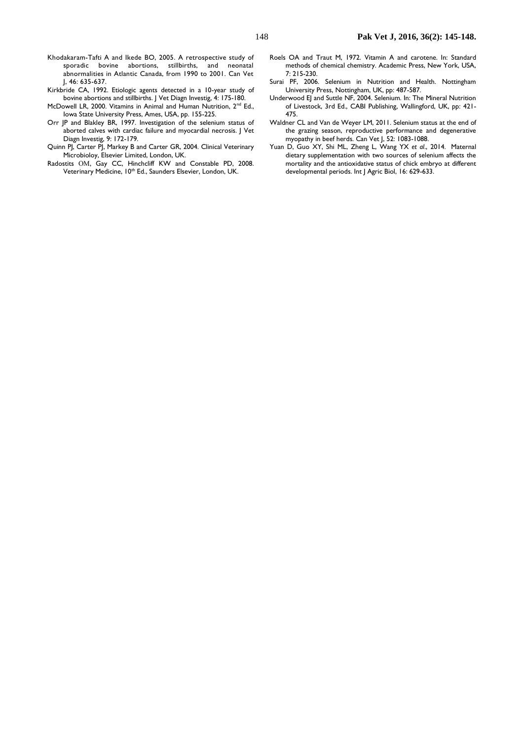Khodakaram-Tafti A and Ikede BO, 2005. A retrospective study of sporadic bovine abortions, stillbirths, and neonatal abnormalities in Atlantic Canada, from 1990 to 2001. Can Vet J, 46: 635-637.

Kirkbride CA, 1992. Etiologic agents detected in a 10-year study of bovine abortions and stillbirths. J Vet Diagn Investig, 4: 175-180.

McDowell LR, 2000. Vitamins in Animal and Human Nutrition, 2nd Ed., Iowa State University Press, Ames, USA, pp. 155-225.

Orr JP and Blakley BR, 1997. Investigation of the selenium status of aborted calves with cardiac failure and myocardial necrosis. J Vet Diagn Investig, 9: 172-179.

Quinn PJ, Carter PJ, Markey B and Carter GR, 2004. Clinical Veterinary Microbioloy, Elsevier Limited, London, UK.

Radostits OM, Gay CC, Hinchcliff KW and Constable PD, 2008. Veterinary Medicine, 10th Ed., Saunders Elsevier, London, UK.

Roels OA and Traut M, 1972. Vitamin A and carotene. In: Standard methods of chemical chemistry. Academic Press, New York, USA, 7: 215-230.

Surai PF, 2006. Selenium in Nutrition and Health. Nottingham University Press, Nottingham, UK, pp: 487-587.

Underwood EJ and Suttle NF, 2004. Selenium. In: The Mineral Nutrition of Livestock, 3rd Ed., CABI Publishing, Wallingford, UK, pp: 421-475.

Waldner CL and Van de Weyer LM, 2011. Selenium status at the end of the grazing season, reproductive performance and degenerative myopathy in beef herds. Can Vet J, 52: 1083-1088.

Yuan D, Guo XY, Shi ML, Zheng L, Wang YX *et al*., 2014. Maternal dietary supplementation with two sources of selenium affects the mortality and the antioxidative status of chick embryo at different developmental periods. Int J Agric Biol, 16: 629-633.